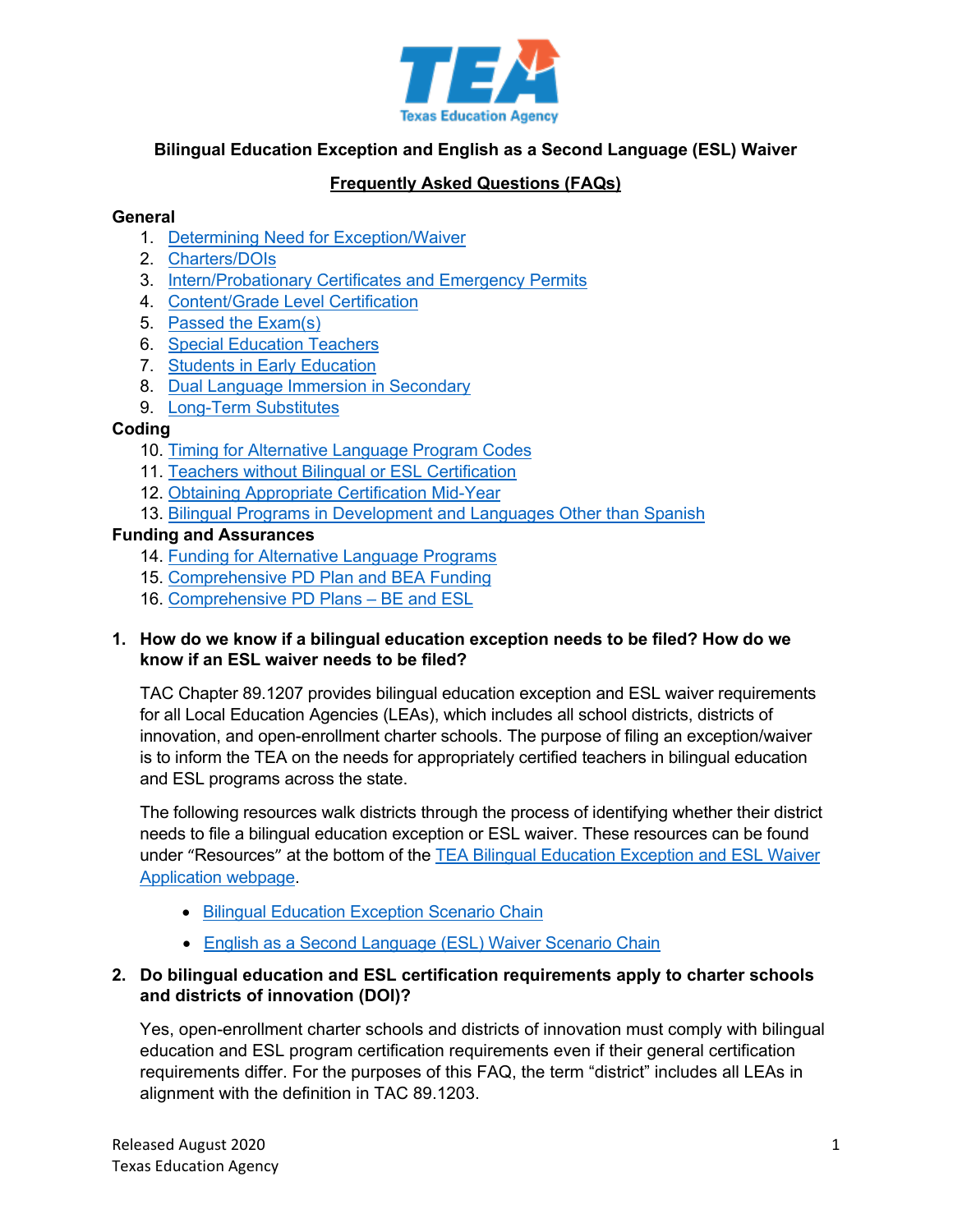**Bilingual Education Exception and English as a Second Language (ESL) Waiver**

**Frequently Asked Questions (FAQs)**

**General**

1. Determining Need for Exception/Waiver
2. Charters/DOIs
3. Intern/Probationary Certificates and Emergency Permits
4. Content/Grade Level Certification
5. Passed the Exam(s)
6. Special Education Teachers
7. Students in Early Education
8. Dual Language Immersion in Secondary
9. Long-Term Substitutes

**Coding**

10. Timing for Alternative Language Program Codes
11. Teachers without Bilingual or ESL Certification
12. Obtaining Appropriate Certification Mid-Year
13. Bilingual Programs in Development and Languages Other than Spanish

**Funding and Assurances**

14. Funding for Alternative Language Programs
15. Comprehensive PD Plan and BEA Funding
16. Comprehensive PD Plans – BE and ESL

**1. How do we know if a bilingual education exception needs to be filed? How do we know if an ESL waiver needs to be filed?**

TAC Chapter 89.1207 provides bilingual education exception and ESL waiver requirements for all Local Education Agencies (LEAs), which includes all school districts, districts of innovation, and open-enrollment charter schools. The purpose of filing an exception/waiver is to inform the TEA on the needs for appropriately certified teachers in bilingual education and ESL programs across the state.

The following resources walk districts through the process of identifying whether their district needs to file a bilingual education exception or ESL waiver. These resources can be found under "Resources" at the bottom of the TEA Bilingual Education Exception and ESL Waiver Application webpage.

- Bilingual Education Exception Scenario Chain
- English as a Second Language (ESL) Waiver Scenario Chain

**2. Do bilingual education and ESL certification requirements apply to charter schools and districts of innovation (DOI)?**

Yes, open-enrollment charter schools and districts of innovation must comply with bilingual education and ESL program certification requirements even if their general certification requirements differ. For the purposes of this FAQ, the term "district" includes all LEAs in alignment with the definition in TAC 89.1203.

Released August 2020
Texas Education Agency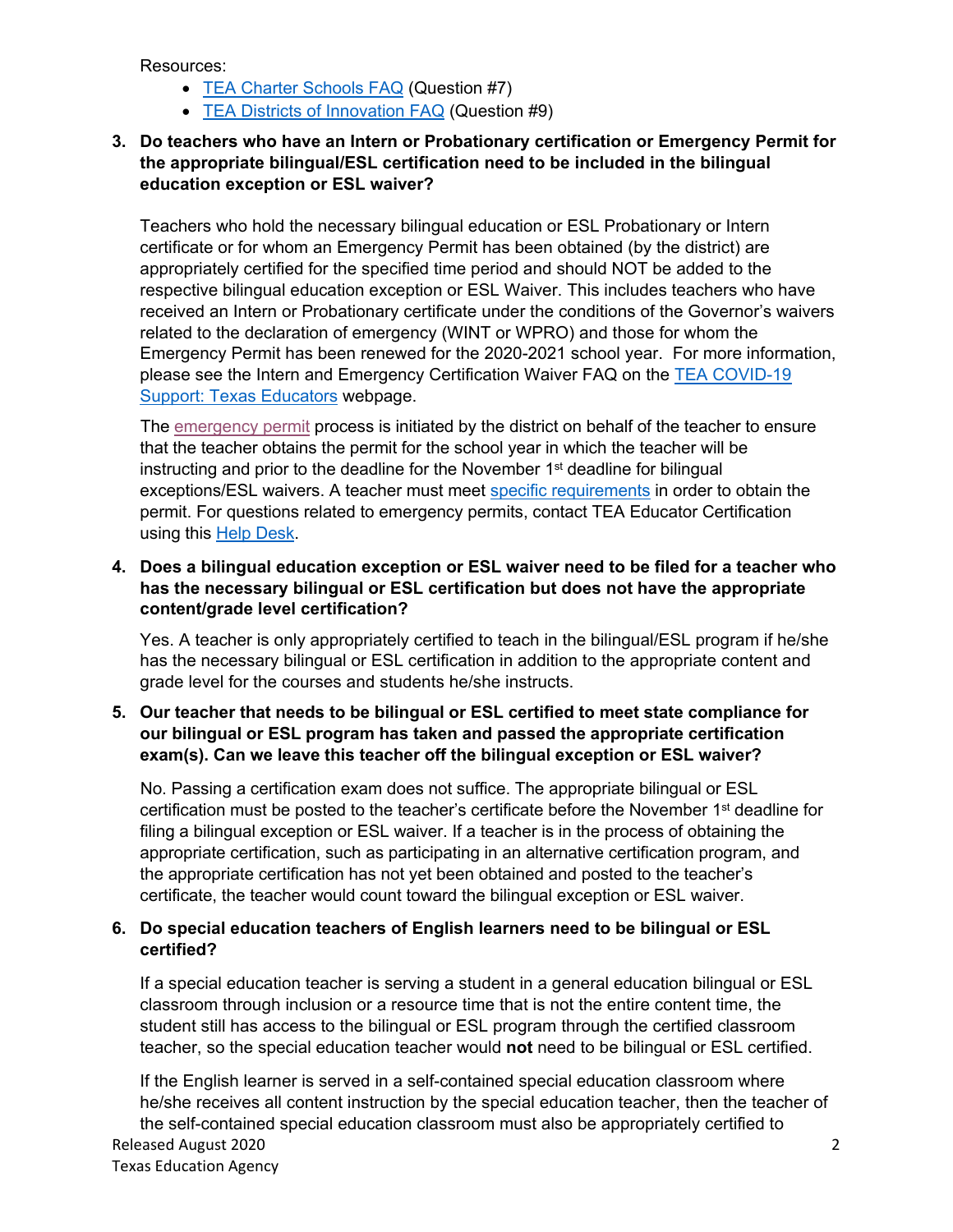Resources:

- [TEA Charter Schools FAQ] (Question #7)
- [TEA Districts of Innovation FAQ] (Question #9)

3. **Do teachers who have an Intern or Probationary certification or Emergency Permit for the appropriate bilingual/ESL certification need to be included in the bilingual education exception or ESL waiver?**

   Teachers who hold the necessary bilingual education or ESL Probationary or Intern certificate or for whom an Emergency Permit has been obtained (by the district) are appropriately certified for the specified time period and should NOT be added to the respective bilingual education exception or ESL Waiver. This includes teachers who have received an Intern or Probationary certificate under the conditions of the Governor's waivers related to the declaration of emergency (WINT or WPRO) and those for whom the Emergency Permit has been renewed for the 2020-2021 school year. For more information, please see the Intern and Emergency Certification Waiver FAQ on the TEA COVID-19 Support: Texas Educators webpage.

   The emergency permit process is initiated by the district on behalf of the teacher to ensure that the teacher obtains the permit for the school year in which the teacher will be instructing and prior to the deadline for the November 1st deadline for bilingual exceptions/ESL waivers. A teacher must meet specific requirements in order to obtain the permit. For questions related to emergency permits, contact TEA Educator Certification using this Help Desk.

4. **Does a bilingual education exception or ESL waiver need to be filed for a teacher who has the necessary bilingual or ESL certification but does not have the appropriate content/grade level certification?**

   Yes. A teacher is only appropriately certified to teach in the bilingual/ESL program if he/she has the necessary bilingual or ESL certification in addition to the appropriate content and grade level for the courses and students he/she instructs.

5. **Our teacher that needs to be bilingual or ESL certified to meet state compliance for our bilingual or ESL program has taken and passed the appropriate certification exam(s). Can we leave this teacher off the bilingual exception or ESL waiver?**

   No. Passing a certification exam does not suffice. The appropriate bilingual or ESL certification must be posted to the teacher's certificate before the November 1st deadline for filing a bilingual exception or ESL waiver. If a teacher is in the process of obtaining the appropriate certification, such as participating in an alternative certification program, and the appropriate certification has not yet been obtained and posted to the teacher's certificate, the teacher would count toward the bilingual exception or ESL waiver.

6. **Do special education teachers of English learners need to be bilingual or ESL certified?**

   If a special education teacher is serving a student in a general education bilingual or ESL classroom through inclusion or a resource time that is not the entire content time, the student still has access to the bilingual or ESL program through the certified classroom teacher, so the special education teacher would **not** need to be bilingual or ESL certified.

   If the English learner is served in a self-contained special education classroom where he/she receives all content instruction by the special education teacher, then the teacher of the self-contained special education classroom must also be appropriately certified to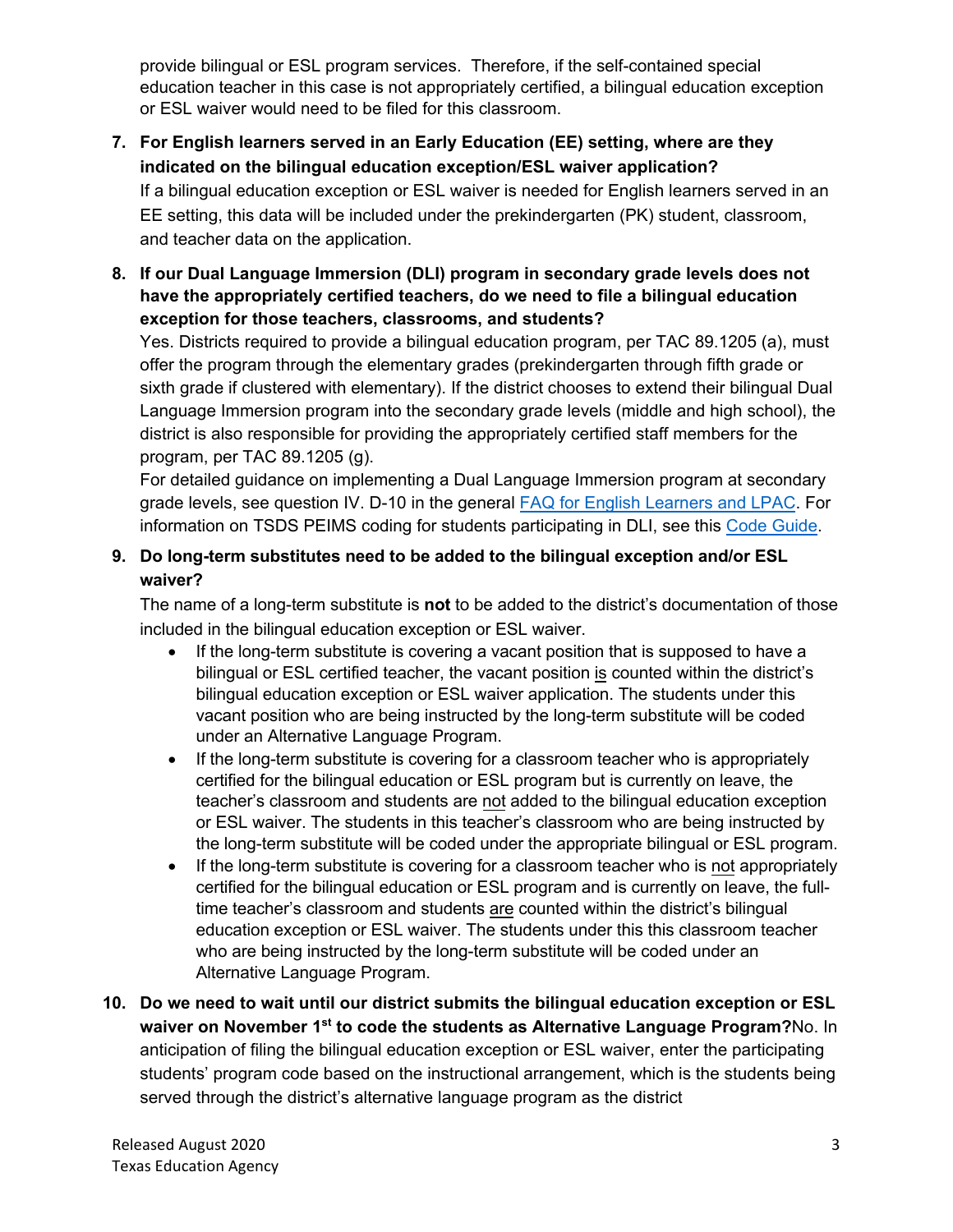provide bilingual or ESL program services. Therefore, if the self-contained special education teacher in this case is not appropriately certified, a bilingual education exception or ESL waiver would need to be filed for this classroom.

7. **For English learners served in an Early Education (EE) setting, where are they indicated on the bilingual education exception/ESL waiver application?**
   If a bilingual education exception or ESL waiver is needed for English learners served in an EE setting, this data will be included under the prekindergarten (PK) student, classroom, and teacher data on the application.

8. **If our Dual Language Immersion (DLI) program in secondary grade levels does not have the appropriately certified teachers, do we need to file a bilingual education exception for those teachers, classrooms, and students?**
   Yes. Districts required to provide a bilingual education program, per TAC 89.1205 (a), must offer the program through the elementary grades (prekindergarten through fifth grade or sixth grade if clustered with elementary). If the district chooses to extend their bilingual Dual Language Immersion program into the secondary grade levels (middle and high school), the district is also responsible for providing the appropriately certified staff members for the program, per TAC 89.1205 (g).
   For detailed guidance on implementing a Dual Language Immersion program at secondary grade levels, see question IV. D-10 in the general FAQ for English Learners and LPAC. For information on TSDS PEIMS coding for students participating in DLI, see this Code Guide.

9. **Do long-term substitutes need to be added to the bilingual exception and/or ESL waiver?**
   The name of a long-term substitute is **not** to be added to the district's documentation of those included in the bilingual education exception or ESL waiver.
   - If the long-term substitute is covering a vacant position that is supposed to have a bilingual or ESL certified teacher, the vacant position is counted within the district's bilingual education exception or ESL waiver application. The students under this vacant position who are being instructed by the long-term substitute will be coded under an Alternative Language Program.
   - If the long-term substitute is covering for a classroom teacher who is appropriately certified for the bilingual education or ESL program but is currently on leave, the teacher's classroom and students are not added to the bilingual education exception or ESL waiver. The students in this teacher's classroom who are being instructed by the long-term substitute will be coded under the appropriate bilingual or ESL program.
   - If the long-term substitute is covering for a classroom teacher who is not appropriately certified for the bilingual education or ESL program and is currently on leave, the full-time teacher's classroom and students are counted within the district's bilingual education exception or ESL waiver. The students under this this classroom teacher who are being instructed by the long-term substitute will be coded under an Alternative Language Program.

10. **Do we need to wait until our district submits the bilingual education exception or ESL waiver on November 1st to code the students as Alternative Language Program?** No. In anticipation of filing the bilingual education exception or ESL waiver, enter the participating students' program code based on the instructional arrangement, which is the students being served through the district's alternative language program as the district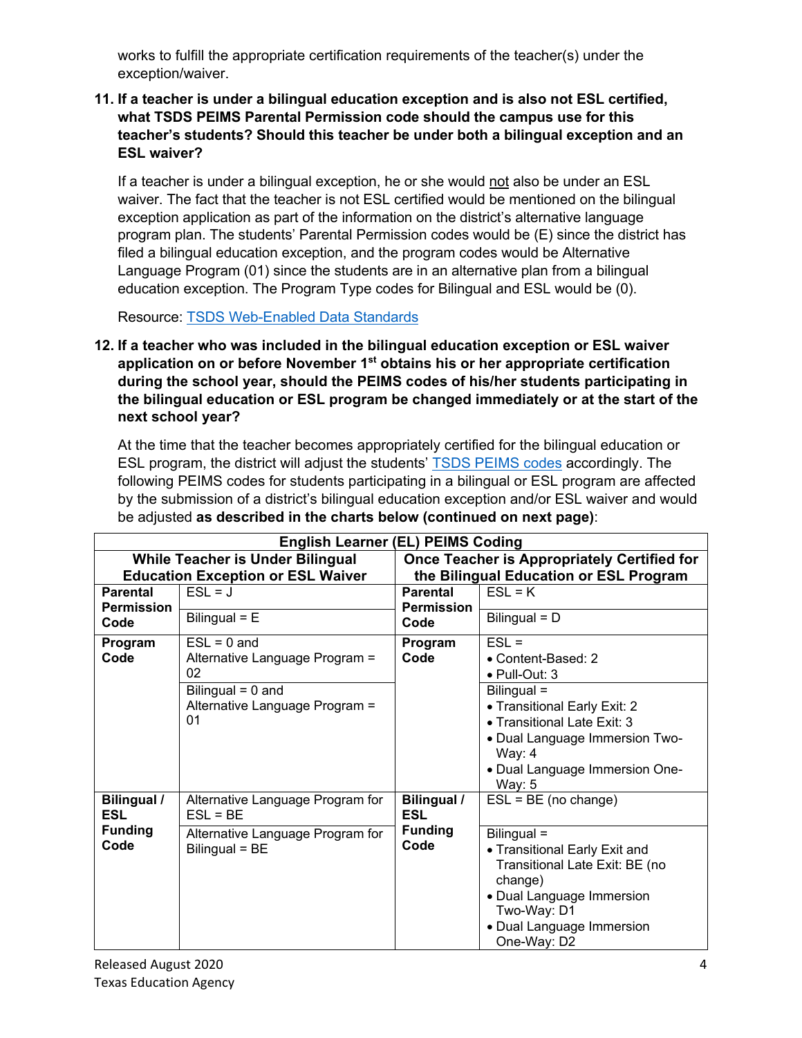works to fulfill the appropriate certification requirements of the teacher(s) under the exception/waiver.

**11. If a teacher is under a bilingual education exception and is also not ESL certified, what TSDS PEIMS Parental Permission code should the campus use for this teacher's students? Should this teacher be under both a bilingual exception and an ESL waiver?**

If a teacher is under a bilingual exception, he or she would not also be under an ESL waiver. The fact that the teacher is not ESL certified would be mentioned on the bilingual exception application as part of the information on the district's alternative language program plan. The students' Parental Permission codes would be (E) since the district has filed a bilingual education exception, and the program codes would be Alternative Language Program (01) since the students are in an alternative plan from a bilingual education exception. The Program Type codes for Bilingual and ESL would be (0).

Resource: [TSDS Web-Enabled Data Standards](TSDS Web-Enabled Data Standards)

**12. If a teacher who was included in the bilingual education exception or ESL waiver application on or before November 1st obtains his or her appropriate certification during the school year, should the PEIMS codes of his/her students participating in the bilingual education or ESL program be changed immediately or at the start of the next school year?**

At the time that the teacher becomes appropriately certified for the bilingual education or ESL program, the district will adjust the students' [TSDS PEIMS codes](TSDS PEIMS codes) accordingly. The following PEIMS codes for students participating in a bilingual or ESL program are affected by the submission of a district's bilingual education exception and/or ESL waiver and would be adjusted **as described in the charts below (continued on next page)**:

| English Learner (EL) PEIMS Coding | | | |
|---|---|---|---|
| **While Teacher is Under Bilingual Education Exception or ESL Waiver** | | **Once Teacher is Appropriately Certified for the Bilingual Education or ESL Program** | |
| **Parental Permission Code** | ESL = J | **Parental Permission Code** | ESL = K |
| | Bilingual = E | | Bilingual = D |
| **Program Code** | ESL = 0 and Alternative Language Program = 02 | **Program Code** | ESL = • Content-Based: 2 • Pull-Out: 3 |
| | Bilingual = 0 and Alternative Language Program = 01 | | Bilingual = • Transitional Early Exit: 2 • Transitional Late Exit: 3 • Dual Language Immersion Two-Way: 4 • Dual Language Immersion One-Way: 5 |
| **Bilingual / ESL Funding Code** | Alternative Language Program for ESL = BE | **Bilingual / ESL Funding Code** | ESL = BE (no change) |
| | Alternative Language Program for Bilingual = BE | | Bilingual = • Transitional Early Exit and Transitional Late Exit: BE (no change) • Dual Language Immersion Two-Way: D1 • Dual Language Immersion One-Way: D2 |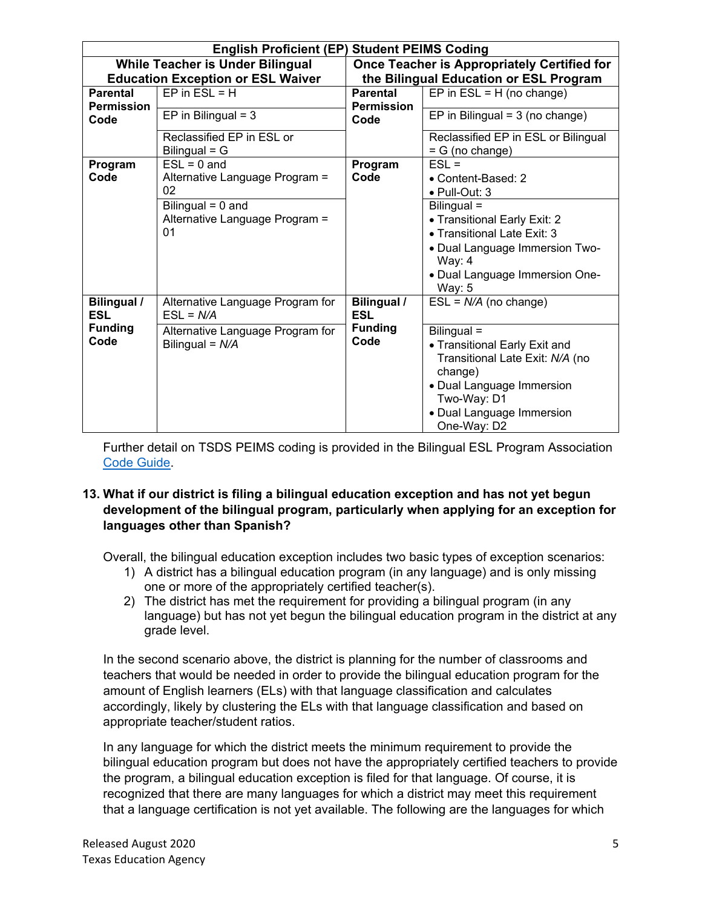| English Proficient (EP) Student PEIMS Coding | | | |
|---|---|---|---|
| While Teacher is Under Bilingual Education Exception or ESL Waiver | | Once Teacher is Appropriately Certified for the Bilingual Education or ESL Program | |
| **Parental Permission Code** | EP in ESL = H | **Parental Permission Code** | EP in ESL = H (no change) |
| | EP in Bilingual = 3 | | EP in Bilingual = 3 (no change) |
| | Reclassified EP in ESL or Bilingual = G | | Reclassified EP in ESL or Bilingual = G (no change) |
| **Program Code** | ESL = 0 and Alternative Language Program = 02 | **Program Code** | ESL = <br>• Content-Based: 2<br>• Pull-Out: 3 |
| | Bilingual = 0 and Alternative Language Program = 01 | | Bilingual = <br>• Transitional Early Exit: 2<br>• Transitional Late Exit: 3<br>• Dual Language Immersion Two-Way: 4<br>• Dual Language Immersion One-Way: 5 |
| **Bilingual / ESL Funding Code** | Alternative Language Program for ESL = *N/A* | **Bilingual / ESL Funding Code** | ESL = *N/A* (no change) |
| | Alternative Language Program for Bilingual = *N/A* | | Bilingual = <br>• Transitional Early Exit and Transitional Late Exit: *N/A* (no change)<br>• Dual Language Immersion Two-Way: D1<br>• Dual Language Immersion One-Way: D2 |

Further detail on TSDS PEIMS coding is provided in the Bilingual ESL Program Association Code Guide.

**13. What if our district is filing a bilingual education exception and has not yet begun development of the bilingual program, particularly when applying for an exception for languages other than Spanish?**

Overall, the bilingual education exception includes two basic types of exception scenarios:

1) A district has a bilingual education program (in any language) and is only missing one or more of the appropriately certified teacher(s).
2) The district has met the requirement for providing a bilingual program (in any language) but has not yet begun the bilingual education program in the district at any grade level.

In the second scenario above, the district is planning for the number of classrooms and teachers that would be needed in order to provide the bilingual education program for the amount of English learners (ELs) with that language classification and calculates accordingly, likely by clustering the ELs with that language classification and based on appropriate teacher/student ratios.

In any language for which the district meets the minimum requirement to provide the bilingual education program but does not have the appropriately certified teachers to provide the program, a bilingual education exception is filed for that language. Of course, it is recognized that there are many languages for which a district may meet this requirement that a language certification is not yet available. The following are the languages for which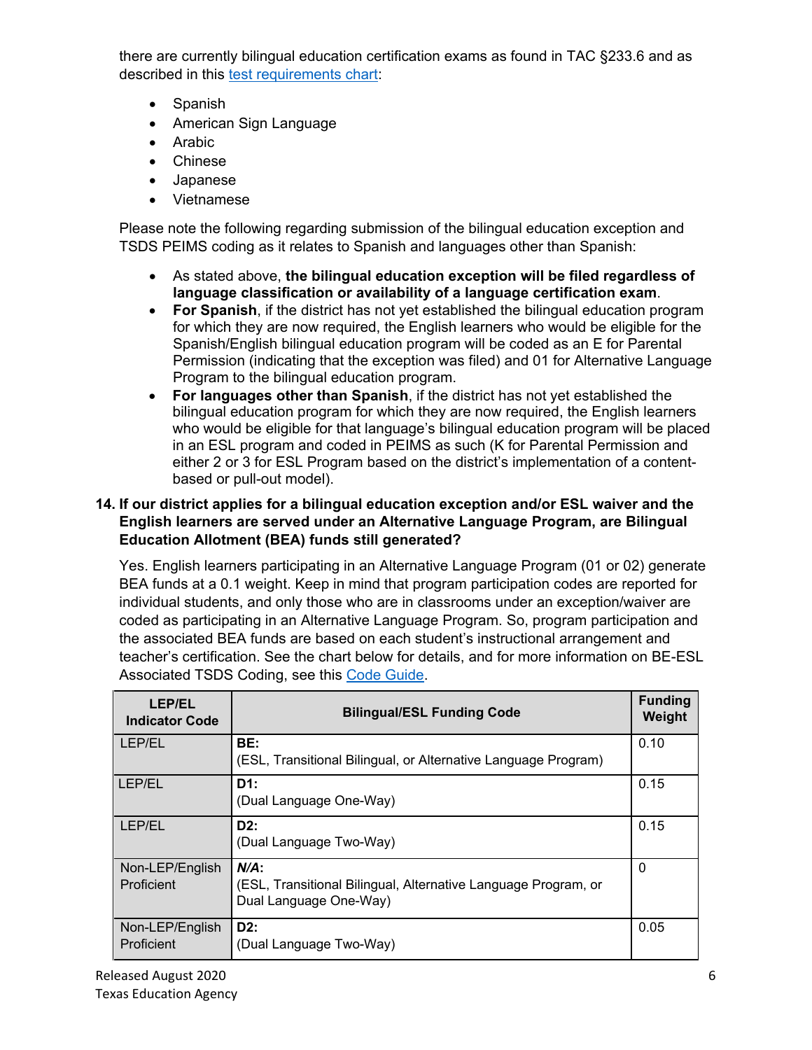there are currently bilingual education certification exams as found in TAC §233.6 and as described in this [test requirements chart](test requirements chart):

- Spanish
- American Sign Language
- Arabic
- Chinese
- Japanese
- Vietnamese

Please note the following regarding submission of the bilingual education exception and TSDS PEIMS coding as it relates to Spanish and languages other than Spanish:

- As stated above, **the bilingual education exception will be filed regardless of language classification or availability of a language certification exam**.
- **For Spanish**, if the district has not yet established the bilingual education program for which they are now required, the English learners who would be eligible for the Spanish/English bilingual education program will be coded as an E for Parental Permission (indicating that the exception was filed) and 01 for Alternative Language Program to the bilingual education program.
- **For languages other than Spanish**, if the district has not yet established the bilingual education program for which they are now required, the English learners who would be eligible for that language's bilingual education program will be placed in an ESL program and coded in PEIMS as such (K for Parental Permission and either 2 or 3 for ESL Program based on the district's implementation of a content-based or pull-out model).

**14. If our district applies for a bilingual education exception and/or ESL waiver and the English learners are served under an Alternative Language Program, are Bilingual Education Allotment (BEA) funds still generated?**

Yes. English learners participating in an Alternative Language Program (01 or 02) generate BEA funds at a 0.1 weight. Keep in mind that program participation codes are reported for individual students, and only those who are in classrooms under an exception/waiver are coded as participating in an Alternative Language Program. So, program participation and the associated BEA funds are based on each student's instructional arrangement and teacher's certification. See the chart below for details, and for more information on BE-ESL Associated TSDS Coding, see this [Code Guide](Code Guide).

| LEP/EL Indicator Code | Bilingual/ESL Funding Code | Funding Weight |
|---|---|---|
| LEP/EL | **BE:** (ESL, Transitional Bilingual, or Alternative Language Program) | 0.10 |
| LEP/EL | **D1:** (Dual Language One-Way) | 0.15 |
| LEP/EL | **D2:** (Dual Language Two-Way) | 0.15 |
| Non-LEP/English Proficient | ***N/A*:** (ESL, Transitional Bilingual, Alternative Language Program, or Dual Language One-Way) | 0 |
| Non-LEP/English Proficient | **D2:** (Dual Language Two-Way) | 0.05 |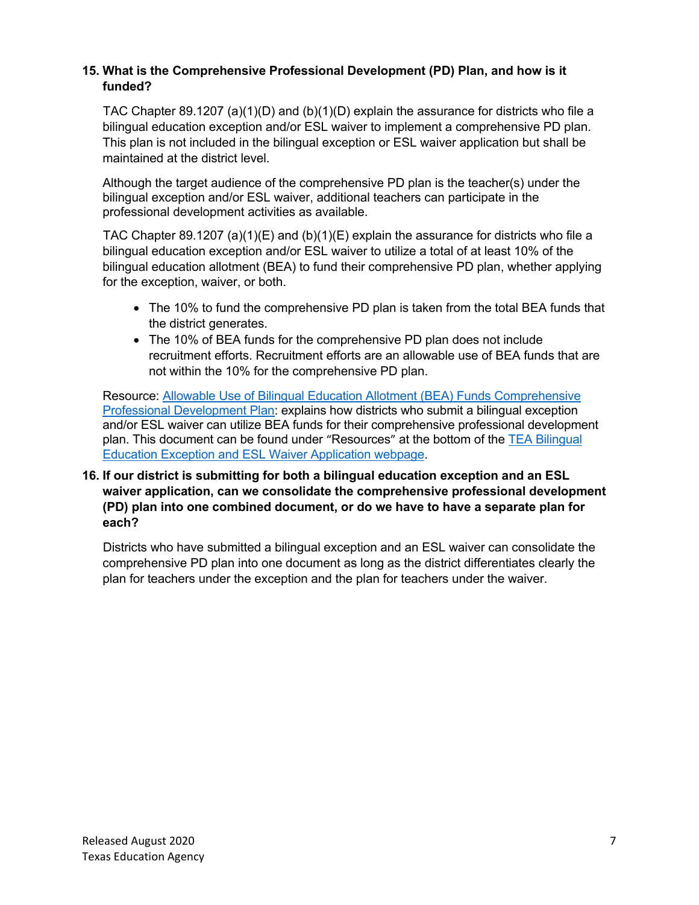**15. What is the Comprehensive Professional Development (PD) Plan, and how is it funded?**

TAC Chapter 89.1207 (a)(1)(D) and (b)(1)(D) explain the assurance for districts who file a bilingual education exception and/or ESL waiver to implement a comprehensive PD plan. This plan is not included in the bilingual exception or ESL waiver application but shall be maintained at the district level.

Although the target audience of the comprehensive PD plan is the teacher(s) under the bilingual exception and/or ESL waiver, additional teachers can participate in the professional development activities as available.

TAC Chapter 89.1207 (a)(1)(E) and (b)(1)(E) explain the assurance for districts who file a bilingual education exception and/or ESL waiver to utilize a total of at least 10% of the bilingual education allotment (BEA) to fund their comprehensive PD plan, whether applying for the exception, waiver, or both.

- The 10% to fund the comprehensive PD plan is taken from the total BEA funds that the district generates.
- The 10% of BEA funds for the comprehensive PD plan does not include recruitment efforts. Recruitment efforts are an allowable use of BEA funds that are not within the 10% for the comprehensive PD plan.

Resource: Allowable Use of Bilingual Education Allotment (BEA) Funds Comprehensive Professional Development Plan: explains how districts who submit a bilingual exception and/or ESL waiver can utilize BEA funds for their comprehensive professional development plan. This document can be found under "Resources" at the bottom of the TEA Bilingual Education Exception and ESL Waiver Application webpage.

**16. If our district is submitting for both a bilingual education exception and an ESL waiver application, can we consolidate the comprehensive professional development (PD) plan into one combined document, or do we have to have a separate plan for each?**

Districts who have submitted a bilingual exception and an ESL waiver can consolidate the comprehensive PD plan into one document as long as the district differentiates clearly the plan for teachers under the exception and the plan for teachers under the waiver.